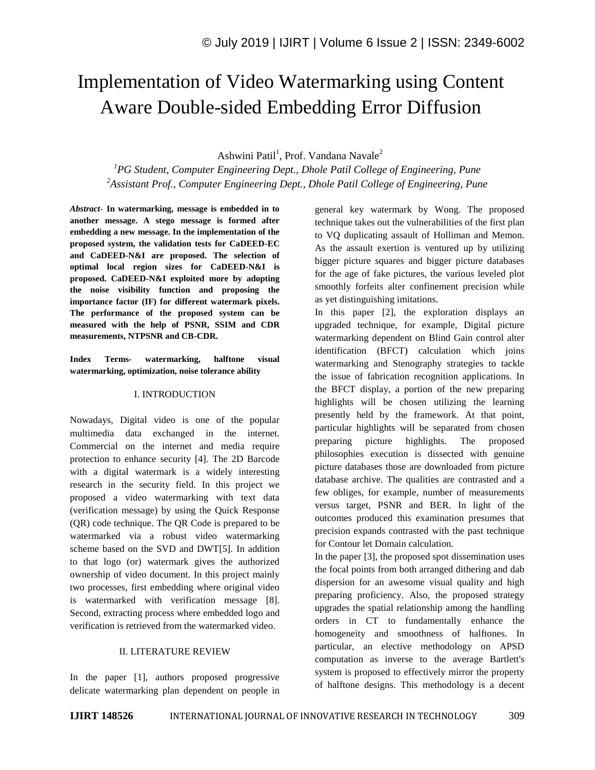# Implementation of Video Watermarking using Content Aware Double-sided Embedding Error Diffusion

Ashwini Patil[1], Prof. Vandana Navale[2]

[1]*PG Student, Computer Engineering Dept., Dhole Patil College of Engineering, Pune*

[2]*Assistant Prof., Computer Engineering Dept., Dhole Patil College of Engineering, Pune*

***Abstract*- In watermarking, message is embedded in to another message. A stego message is formed after embedding a new message. In the implementation of the proposed system, the validation tests for CaDEED-EC and CaDEED-N&I are proposed. The selection of optimal local region sizes for CaDEED-N&I is proposed. CaDEED-N&I exploited more by adopting the noise visibility function and proposing the importance factor (IF) for different watermark pixels. The performance of the proposed system can be measured with the help of PSNR, SSIM and CDR measurements, NTPSNR and CB-CDR.**

**Index Terms- watermarking, halftone visual watermarking, optimization, noise tolerance ability**

## I. INTRODUCTION

Nowadays, Digital video is one of the popular multimedia data exchanged in the internet. Commercial on the internet and media require protection to enhance security [4]. The 2D Barcode with a digital watermark is a widely interesting research in the security field. In this project we proposed a video watermarking with text data (verification message) by using the Quick Response (QR) code technique. The QR Code is prepared to be watermarked via a robust video watermarking scheme based on the SVD and DWT[5]. In addition to that logo (or) watermark gives the authorized ownership of video document. In this project mainly two processes, first embedding where original video is watermarked with verification message [8]. Second, extracting process where embedded logo and verification is retrieved from the watermarked video.

## II. LITERATURE REVIEW

In the paper [1], authors proposed progressive delicate watermarking plan dependent on people in general key watermark by Wong. The proposed technique takes out the vulnerabilities of the first plan to VQ duplicating assault of Holliman and Memon. As the assault exertion is ventured up by utilizing bigger picture squares and bigger picture databases for the age of fake pictures, the various leveled plot smoothly forfeits alter confinement precision while as yet distinguishing imitations.

In this paper [2], the exploration displays an upgraded technique, for example, Digital picture watermarking dependent on Blind Gain control alter identification (BFCT) calculation which joins watermarking and Stenography strategies to tackle the issue of fabrication recognition applications. In the BFCT display, a portion of the new preparing highlights will be chosen utilizing the learning presently held by the framework. At that point, particular highlights will be separated from chosen preparing picture highlights. The proposed philosophies execution is dissected with genuine picture databases those are downloaded from picture database archive. The qualities are contrasted and a few obliges, for example, number of measurements versus target, PSNR and BER. In light of the outcomes produced this examination presumes that precision expands contrasted with the past technique for Contour let Domain calculation.

In the paper [3], the proposed spot dissemination uses the focal points from both arranged dithering and dab dispersion for an awesome visual quality and high preparing proficiency. Also, the proposed strategy upgrades the spatial relationship among the handling orders in CT to fundamentally enhance the homogeneity and smoothness of halftones. In particular, an elective methodology on APSD computation as inverse to the average Bartlett's system is proposed to effectively mirror the property of halftone designs. This methodology is a decent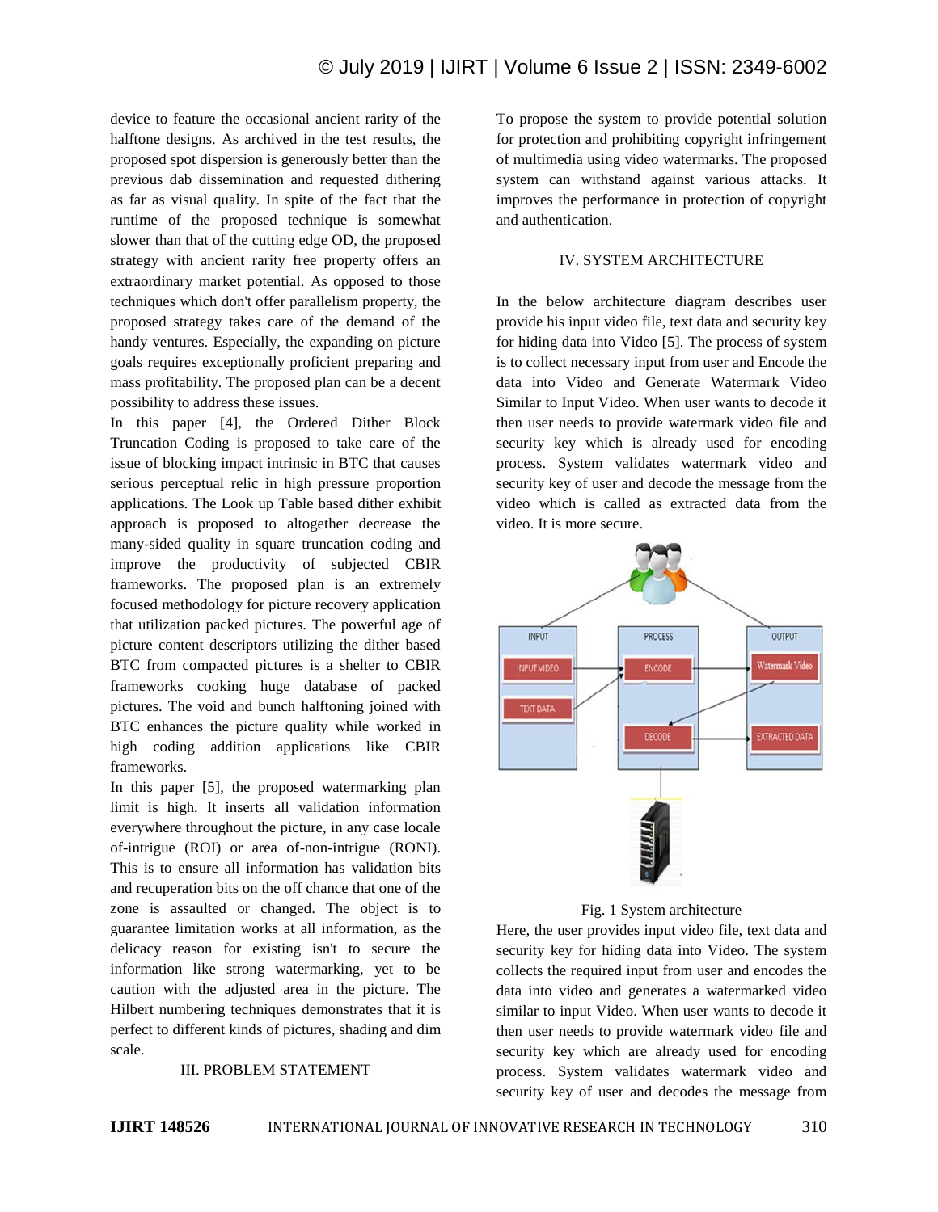device to feature the occasional ancient rarity of the halftone designs. As archived in the test results, the proposed spot dispersion is generously better than the previous dab dissemination and requested dithering as far as visual quality. In spite of the fact that the runtime of the proposed technique is somewhat slower than that of the cutting edge OD, the proposed strategy with ancient rarity free property offers an extraordinary market potential. As opposed to those techniques which don't offer parallelism property, the proposed strategy takes care of the demand of the handy ventures. Especially, the expanding on picture goals requires exceptionally proficient preparing and mass profitability. The proposed plan can be a decent possibility to address these issues.

In this paper [4], the Ordered Dither Block Truncation Coding is proposed to take care of the issue of blocking impact intrinsic in BTC that causes serious perceptual relic in high pressure proportion applications. The Look up Table based dither exhibit approach is proposed to altogether decrease the many-sided quality in square truncation coding and improve the productivity of subjected CBIR frameworks. The proposed plan is an extremely focused methodology for picture recovery application that utilization packed pictures. The powerful age of picture content descriptors utilizing the dither based BTC from compacted pictures is a shelter to CBIR frameworks cooking huge database of packed pictures. The void and bunch halftoning joined with BTC enhances the picture quality while worked in high coding addition applications like CBIR frameworks.

In this paper [5], the proposed watermarking plan limit is high. It inserts all validation information everywhere throughout the picture, in any case locale of-intrigue (ROI) or area of-non-intrigue (RONI). This is to ensure all information has validation bits and recuperation bits on the off chance that one of the zone is assaulted or changed. The object is to guarantee limitation works at all information, as the delicacy reason for existing isn't to secure the information like strong watermarking, yet to be caution with the adjusted area in the picture. The Hilbert numbering techniques demonstrates that it is perfect to different kinds of pictures, shading and dim scale.

## III. PROBLEM STATEMENT

To propose the system to provide potential solution for protection and prohibiting copyright infringement of multimedia using video watermarks. The proposed system can withstand against various attacks. It improves the performance in protection of copyright and authentication.

## IV. SYSTEM ARCHITECTURE

In the below architecture diagram describes user provide his input video file, text data and security key for hiding data into Video [5]. The process of system is to collect necessary input from user and Encode the data into Video and Generate Watermark Video Similar to Input Video. When user wants to decode it then user needs to provide watermark video file and security key which is already used for encoding process. System validates watermark video and security key of user and decode the message from the video which is called as extracted data from the video. It is more secure.

Fig. 1 System architecture

Here, the user provides input video file, text data and security key for hiding data into Video. The system collects the required input from user and encodes the data into video and generates a watermarked video similar to input Video. When user wants to decode it then user needs to provide watermark video file and security key which are already used for encoding process. System validates watermark video and security key of user and decodes the message from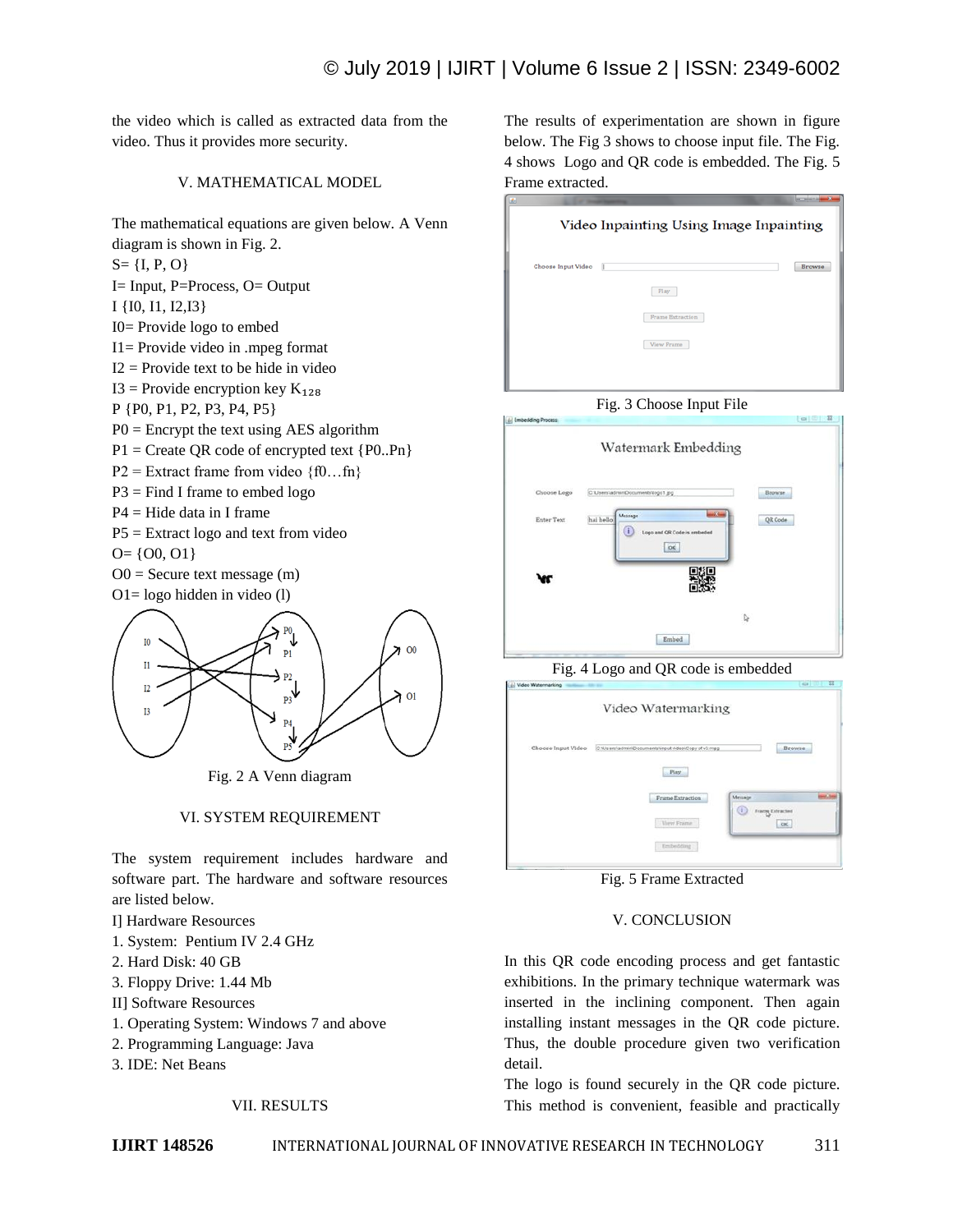the video which is called as extracted data from the video. Thus it provides more security.

## V. MATHEMATICAL MODEL

The mathematical equations are given below. A Venn diagram is shown in Fig. 2.

S= {I, P, O}

I= Input, P=Process, O= Output

I {I0, I1, I2,I3}

I0= Provide logo to embed

I1= Provide video in .mpeg format

I2 = Provide text to be hide in video

I3 = Provide encryption key $K_{128}$

P {P0, P1, P2, P3, P4, P5}

P0 = Encrypt the text using AES algorithm

P1 = Create QR code of encrypted text {P0..Pn}

P2 = Extract frame from video {f0…fn}

P3 = Find I frame to embed logo

P4 = Hide data in I frame

P5 = Extract logo and text from video

O= {O0, O1}

O0 = Secure text message (m)

O1= logo hidden in video (l)

Fig. 2 A Venn diagram

## VI. SYSTEM REQUIREMENT

The system requirement includes hardware and software part. The hardware and software resources are listed below.

I] Hardware Resources

1. System: Pentium IV 2.4 GHz
2. Hard Disk: 40 GB
3. Floppy Drive: 1.44 Mb

II] Software Resources

1. Operating System: Windows 7 and above
2. Programming Language: Java
3. IDE: Net Beans

## VII. RESULTS

The results of experimentation are shown in figure below. The Fig 3 shows to choose input file. The Fig. 4 shows Logo and QR code is embedded. The Fig. 5 Frame extracted.

Fig. 3 Choose Input File

Fig. 4 Logo and QR code is embedded

Fig. 5 Frame Extracted

## V. CONCLUSION

In this QR code encoding process and get fantastic exhibitions. In the primary technique watermark was inserted in the inclining component. Then again installing instant messages in the QR code picture. Thus, the double procedure given two verification detail.

The logo is found securely in the QR code picture. This method is convenient, feasible and practically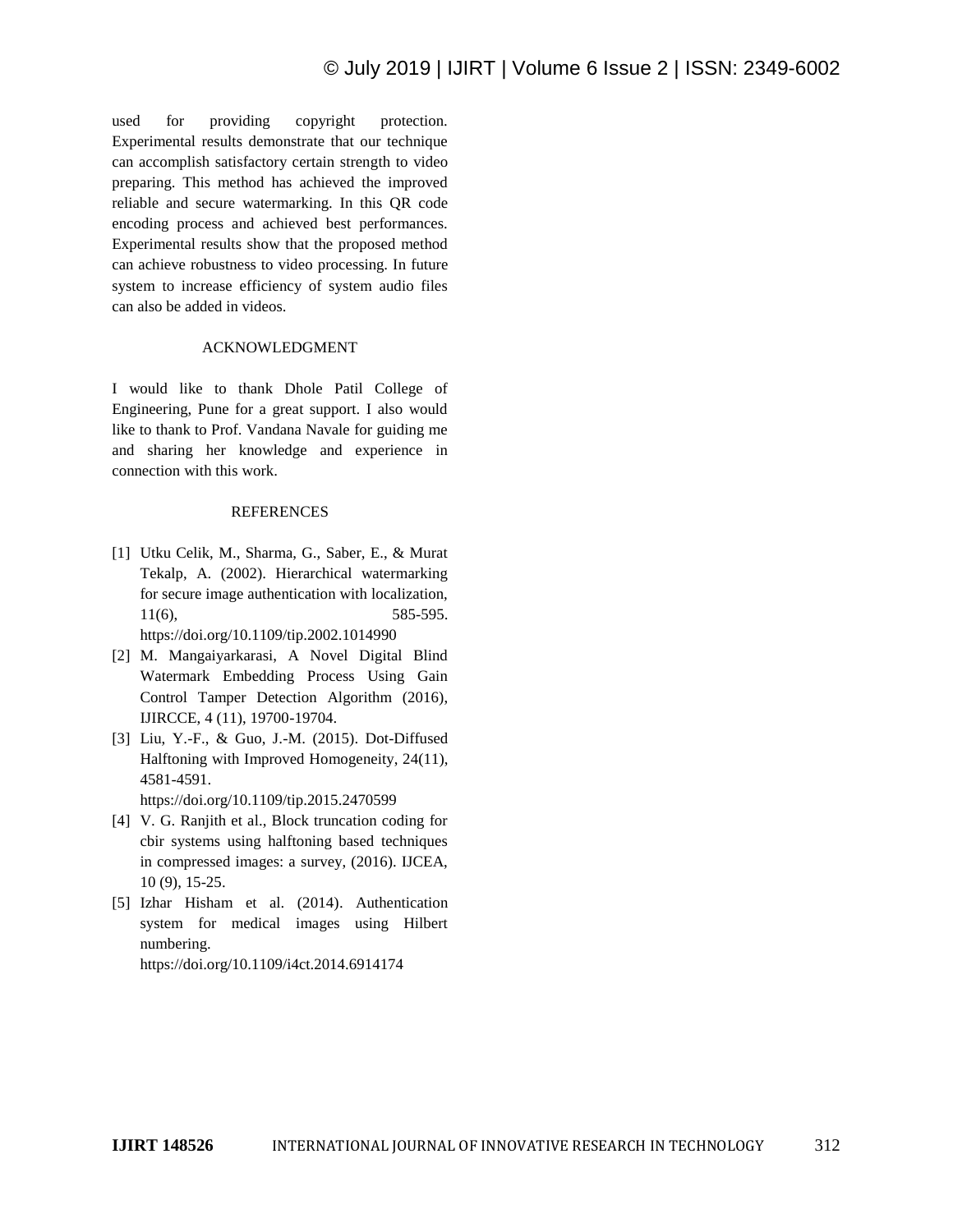used for providing copyright protection. Experimental results demonstrate that our technique can accomplish satisfactory certain strength to video preparing. This method has achieved the improved reliable and secure watermarking. In this QR code encoding process and achieved best performances. Experimental results show that the proposed method can achieve robustness to video processing. In future system to increase efficiency of system audio files can also be added in videos.

## ACKNOWLEDGMENT

I would like to thank Dhole Patil College of Engineering, Pune for a great support. I also would like to thank to Prof. Vandana Navale for guiding me and sharing her knowledge and experience in connection with this work.

## REFERENCES

[1] Utku Celik, M., Sharma, G., Saber, E., & Murat Tekalp, A. (2002). Hierarchical watermarking for secure image authentication with localization, 11(6), 585-595. https://doi.org/10.1109/tip.2002.1014990

[2] M. Mangaiyarkarasi, A Novel Digital Blind Watermark Embedding Process Using Gain Control Tamper Detection Algorithm (2016), IJIRCCE, 4 (11), 19700-19704.

[3] Liu, Y.-F., & Guo, J.-M. (2015). Dot-Diffused Halftoning with Improved Homogeneity, 24(11), 4581-4591. https://doi.org/10.1109/tip.2015.2470599

[4] V. G. Ranjith et al., Block truncation coding for cbir systems using halftoning based techniques in compressed images: a survey, (2016). IJCEA, 10 (9), 15-25.

[5] Izhar Hisham et al. (2014). Authentication system for medical images using Hilbert numbering. https://doi.org/10.1109/i4ct.2014.6914174